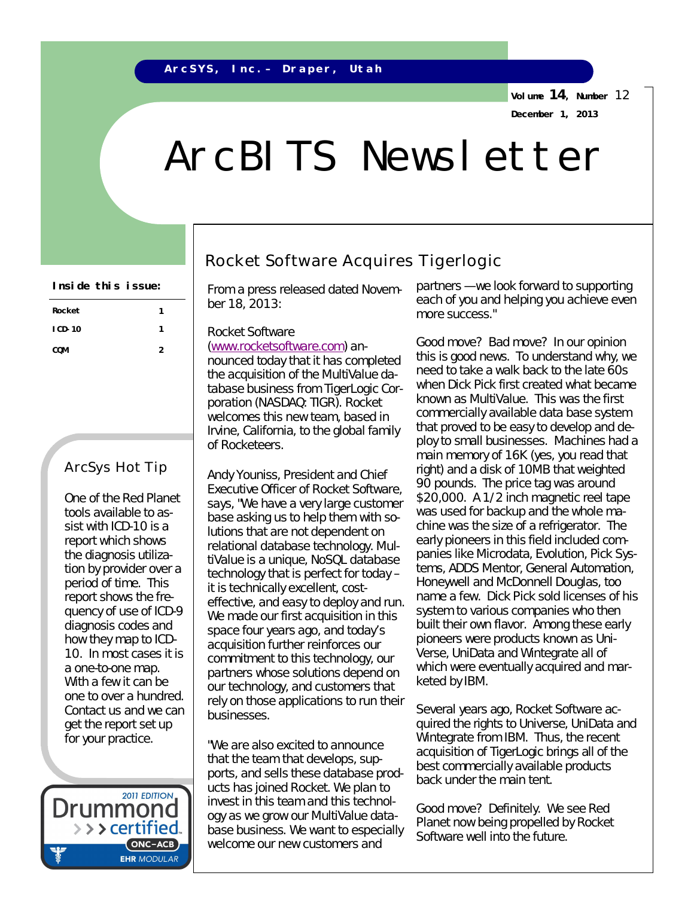ArcSYS, Inc.– Draper, Utah

Volume 14, Number 12

December 1, 2013

# ArcBITS Newsletter

**Inside this issue:**

| | |
|---|---|
| Rocket | 1 |
| ICD-10 | 1 |
| CQM | 2 |

## Rocket Software Acquires Tigerlogic

From a press released dated November 18, 2013:

Rocket Software (www.rocketsoftware.com) announced today that it has completed the acquisition of the MultiValue database business from TigerLogic Corporation (NASDAQ: TIGR). Rocket welcomes this new team, based in Irvine, California, to the global family of Rocketeers.

Andy Youniss, President and Chief Executive Officer of Rocket Software, says, "We have a very large customer base asking us to help them with solutions that are not dependent on relational database technology. MultiValue is a unique, NoSQL database technology that is perfect for today – it is technically excellent, cost-effective, and easy to deploy and run. We made our first acquisition in this space four years ago, and today's acquisition further reinforces our commitment to this technology, our partners whose solutions depend on our technology, and customers that rely on those applications to run their businesses.

"We are also excited to announce that the team that develops, supports, and sells these database products has joined Rocket. We plan to invest in this team and this technology as we grow our MultiValue database business. We want to especially welcome our new customers and partners —we look forward to supporting each of you and helping you achieve even more success."

Good move? Bad move? In our opinion this is good news. To understand why, we need to take a walk back to the late 60s when Dick Pick first created what became known as MultiValue. This was the first commercially available data base system that proved to be easy to develop and deploy to small businesses. Machines had a main memory of 16K (yes, you read that right) and a disk of 10MB that weighted 90 pounds. The price tag was around $20,000. A 1/2 inch magnetic reel tape was used for backup and the whole machine was the size of a refrigerator. The early pioneers in this field included companies like Microdata, Evolution, Pick Systems, ADDS Mentor, General Automation, Honeywell and McDonnell Douglas, too name a few. Dick Pick sold licenses of his system to various companies who then built their own flavor. Among these early pioneers were products known as UniVerse, UniData and Wintegrate all of which were eventually acquired and marketed by IBM.

Several years ago, Rocket Software acquired the rights to Universe, UniData and Wintegrate from IBM. Thus, the recent acquisition of TigerLogic brings all of the best commercially available products back under the main tent.

Good move? Definitely. We see Red Planet now being propelled by Rocket Software well into the future.

## ArcSys Hot Tip

One of the Red Planet tools available to assist with ICD-10 is a report which shows the diagnosis utilization by provider over a period of time. This report shows the frequency of use of ICD-9 diagnosis codes and how they map to ICD-10. In most cases it is a one-to-one map. With a few it can be one to over a hundred. Contact us and we can get the report set up for your practice.

2011 EDITION Drummond certified ONC-ACB EHR MODULAR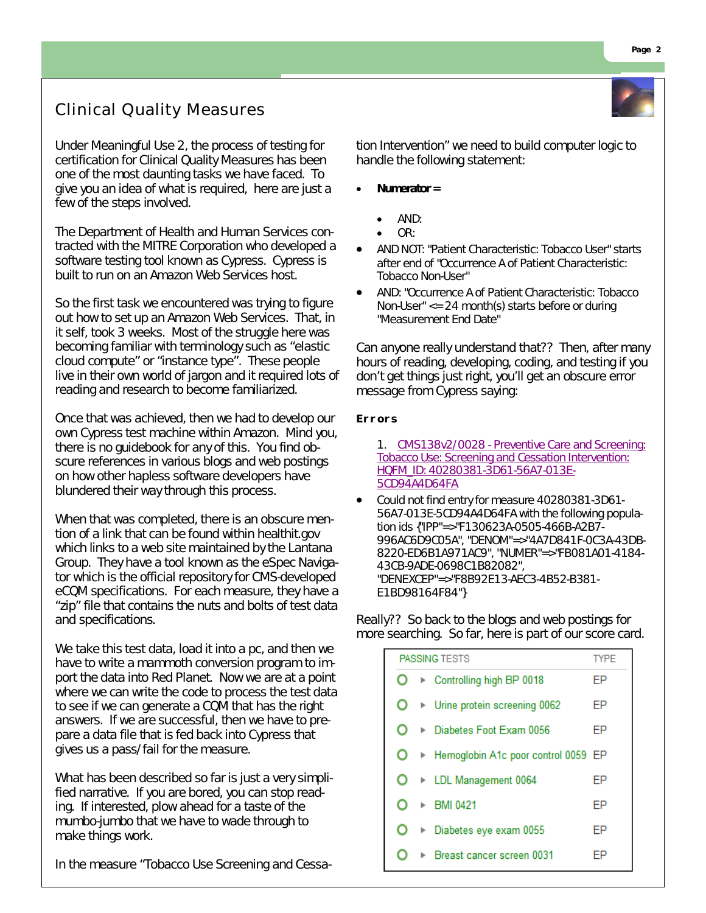## Clinical Quality Measures

Under Meaningful Use 2, the process of testing for certification for Clinical Quality Measures has been one of the most daunting tasks we have faced. To give you an idea of what is required, here are just a few of the steps involved.

The Department of Health and Human Services contracted with the MITRE Corporation who developed a software testing tool known as Cypress. Cypress is built to run on an Amazon Web Services host.

So the first task we encountered was trying to figure out how to set up an Amazon Web Services. That, in it self, took 3 weeks. Most of the struggle here was becoming familiar with terminology such as "elastic cloud compute" or "instance type". These people live in their own world of jargon and it required lots of reading and research to become familiarized.

Once that was achieved, then we had to develop our own Cypress test machine within Amazon. Mind you, there is no guidebook for any of this. You find obscure references in various blogs and web postings on how other hapless software developers have blundered their way through this process.

When that was completed, there is an obscure mention of a link that can be found within healthit.gov which links to a web site maintained by the Lantana Group. They have a tool known as the eSpec Navigator which is the official repository for CMS-developed eCQM specifications. For each measure, they have a "zip" file that contains the nuts and bolts of test data and specifications.

We take this test data, load it into a pc, and then we have to write a mammoth conversion program to import the data into Red Planet. Now we are at a point where we can write the code to process the test data to see if we can generate a CQM that has the right answers. If we are successful, then we have to prepare a data file that is fed back into Cypress that gives us a pass/fail for the measure.

What has been described so far is just a very simplified narrative. If you are bored, you can stop reading. If interested, plow ahead for a taste of the mumbo-jumbo that we have to wade through to make things work.

In the measure "Tobacco Use Screening and Cessation Intervention" we need to build computer logic to handle the following statement:

- **Numerator =**
  - AND:
  - OR:
- AND NOT: "Patient Characteristic: Tobacco User" starts after end of "Occurrence A of Patient Characteristic: Tobacco Non-User"
- AND: "Occurrence A of Patient Characteristic: Tobacco Non-User" <= 24 month(s) starts before or during "Measurement End Date"

Can anyone really understand that?? Then, after many hours of reading, developing, coding, and testing if you don't get things just right, you'll get an obscure error message from Cypress saying:

**Errors**

1. CMS138v2/0028 - Preventive Care and Screening: Tobacco Use: Screening and Cessation Intervention: HQFM_ID: 40280381-3D61-56A7-013E-5CD94A4D64FA

- Could not find entry for measure 40280381-3D61-56A7-013E-5CD94A4D64FA with the following population ids {"IPP"=>"F130623A-0505-466B-A2B7-996AC6D9C05A", "DENOM"=>"4A7D841F-0C3A-43DB-8220-ED6B1A971AC9", "NUMER"=>"FB081A01-4184-43CB-9ADE-0698C1B82082", "DENEXCEP"=>"F8B92E13-AEC3-4B52-B381-E1BD98164F84"}

Really?? So back to the blogs and web postings for more searching. So far, here is part of our score card.

| PASSING TESTS | TYPE |
| --- | --- |
| Controlling high BP 0018 | EP |
| Urine protein screening 0062 | EP |
| Diabetes Foot Exam 0056 | EP |
| Hemoglobin A1c poor control 0059 | EP |
| LDL Management 0064 | EP |
| BMI 0421 | EP |
| Diabetes eye exam 0055 | EP |
| Breast cancer screen 0031 | EP |